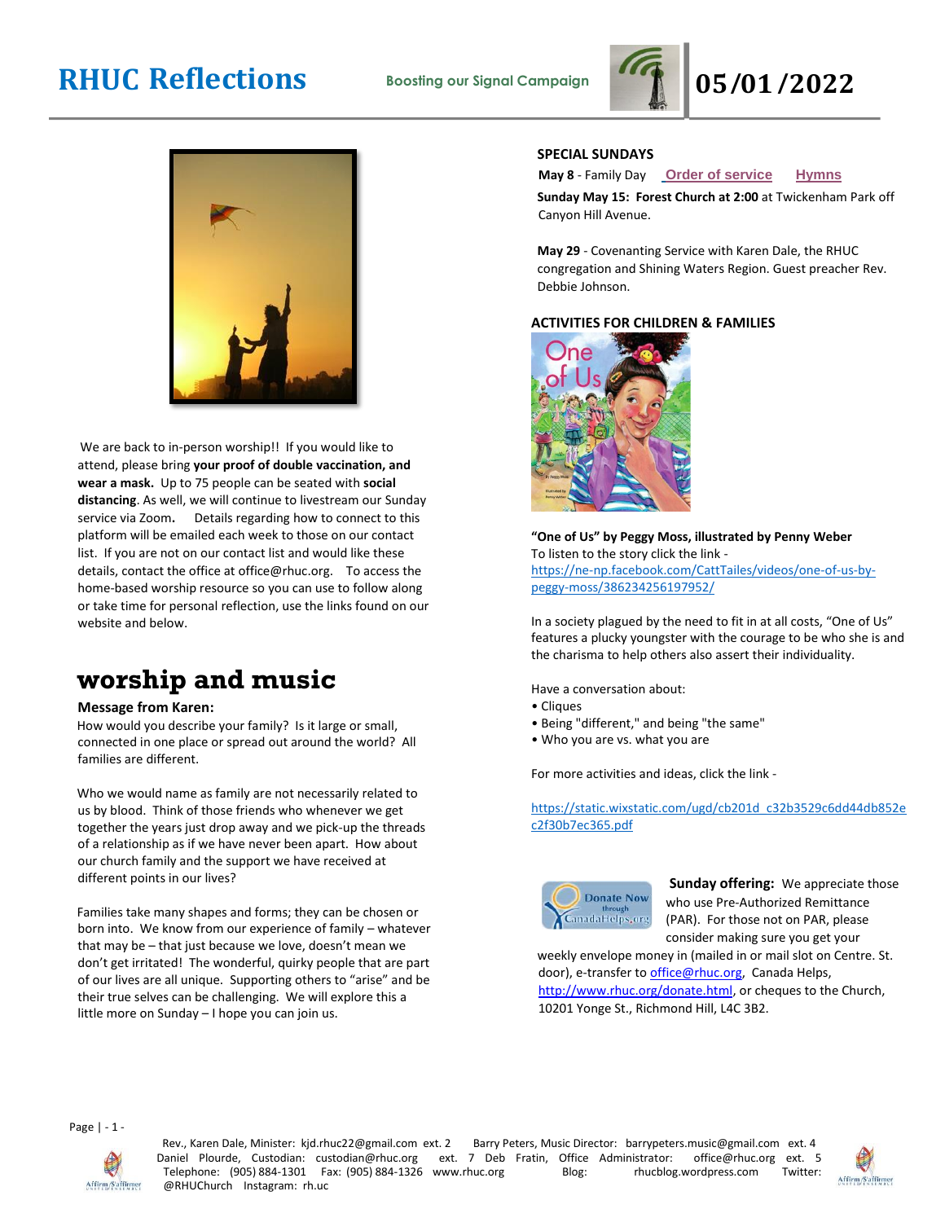# RHUC Reflections

**Boosting our Signal Campaign**

# 05/01/2022

We are back to in-person worship!! If you would like to attend, please bring **your proof of double vaccination, and wear a mask.** Up to 75 people can be seated with **social distancing**. As well, we will continue to livestream our Sunday service via Zoom**.** Details regarding how to connect to this platform will be emailed each week to those on our contact list. If you are not on our contact list and would like these details, contact the office at office@rhuc.org. To access the home-based worship resource so you can use to follow along or take time for personal reflection, use the links found on our website and below.

## worship and music

**Message from Karen:**

How would you describe your family? Is it large or small, connected in one place or spread out around the world? All families are different.

Who we would name as family are not necessarily related to us by blood. Think of those friends who whenever we get together the years just drop away and we pick-up the threads of a relationship as if we have never been apart. How about our church family and the support we have received at different points in our lives?

Families take many shapes and forms; they can be chosen or born into. We know from our experience of family – whatever that may be – that just because we love, doesn't mean we don't get irritated! The wonderful, quirky people that are part of our lives are all unique. Supporting others to "arise" and be their true selves can be challenging. We will explore this a little more on Sunday – I hope you can join us.

**SPECIAL SUNDAYS**

**May 8** - Family Day  Order of service  Hymns

**Sunday May 15: Forest Church at 2:00** at Twickenham Park off Canyon Hill Avenue.

**May 29** - Covenanting Service with Karen Dale, the RHUC congregation and Shining Waters Region. Guest preacher Rev. Debbie Johnson.

**ACTIVITIES FOR CHILDREN & FAMILIES**

**"One of Us" by Peggy Moss, illustrated by Penny Weber**

To listen to the story click the link - https://ne-np.facebook.com/CattTailes/videos/one-of-us-by-peggy-moss/386234256197952/

In a society plagued by the need to fit in at all costs, "One of Us" features a plucky youngster with the courage to be who she is and the charisma to help others also assert their individuality.

Have a conversation about:

- Cliques
- Being "different," and being "the same"
- Who you are vs. what you are

For more activities and ideas, click the link -

https://static.wixstatic.com/ugd/cb201d_c32b3529c6dd44db852ec2f30b7ec365.pdf

**Sunday offering:** We appreciate those who use Pre-Authorized Remittance (PAR). For those not on PAR, please consider making sure you get your weekly envelope money in (mailed in or mail slot on Centre. St. door), e-transfer to office@rhuc.org, Canada Helps, http://www.rhuc.org/donate.html, or cheques to the Church, 10201 Yonge St., Richmond Hill, L4C 3B2.

Rev., Karen Dale, Minister: kjd.rhuc22@gmail.com ext. 2 Barry Peters, Music Director: barrypeters.music@gmail.com ext. 4 Daniel Plourde, Custodian: custodian@rhuc.org ext. 7 Deb Fratin, Office Administrator: office@rhuc.org ext. 5 Telephone: (905) 884-1301 Fax: (905) 884-1326 www.rhuc.org Blog: rhucblog.wordpress.com Twitter: @RHUChurch Instagram: rh.uc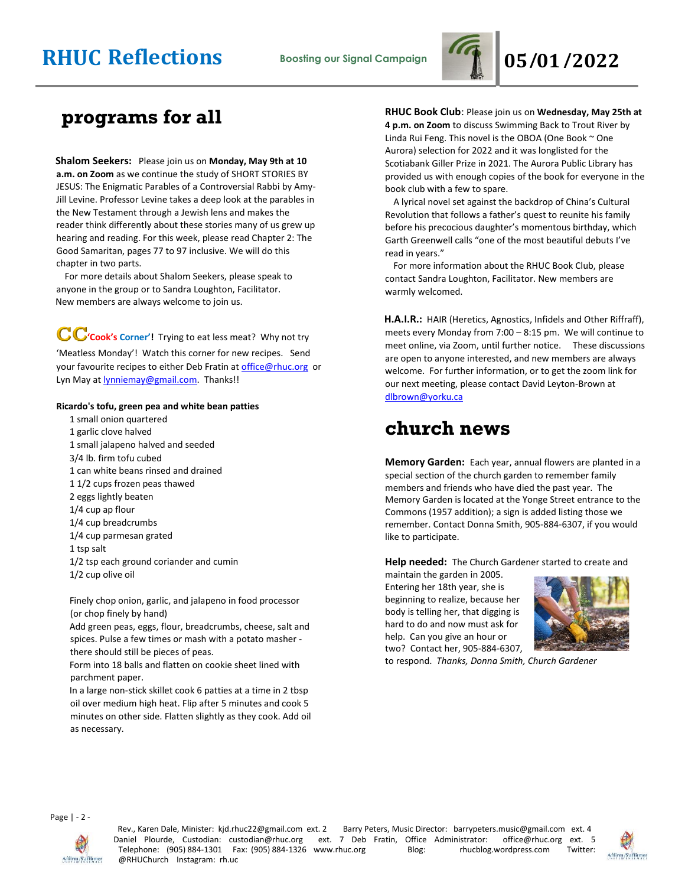# programs for all

**Shalom Seekers:** Please join us on **Monday, May 9th at 10 a.m. on Zoom** as we continue the study of SHORT STORIES BY JESUS: The Enigmatic Parables of a Controversial Rabbi by Amy-Jill Levine. Professor Levine takes a deep look at the parables in the New Testament through a Jewish lens and makes the reader think differently about these stories many of us grew up hearing and reading. For this week, please read Chapter 2: The Good Samaritan, pages 77 to 97 inclusive. We will do this chapter in two parts.

For more details about Shalom Seekers, please speak to anyone in the group or to Sandra Loughton, Facilitator. New members are always welcome to join us.

**CC 'Cook's Corner'!** Trying to eat less meat? Why not try 'Meatless Monday'! Watch this corner for new recipes. Send your favourite recipes to either Deb Fratin at office@rhuc.org or Lyn May at lynniemay@gmail.com. Thanks!!

**Ricardo's tofu, green pea and white bean patties**

- 1 small onion quartered
- 1 garlic clove halved
- 1 small jalapeno halved and seeded
- 3/4 lb. firm tofu cubed
- 1 can white beans rinsed and drained
- 1 1/2 cups frozen peas thawed
- 2 eggs lightly beaten
- 1/4 cup ap flour
- 1/4 cup breadcrumbs
- 1/4 cup parmesan grated
- 1 tsp salt
- 1/2 tsp each ground coriander and cumin
- 1/2 cup olive oil

Finely chop onion, garlic, and jalapeno in food processor (or chop finely by hand)
Add green peas, eggs, flour, breadcrumbs, cheese, salt and spices. Pulse a few times or mash with a potato masher - there should still be pieces of peas.
Form into 18 balls and flatten on cookie sheet lined with parchment paper.
In a large non-stick skillet cook 6 patties at a time in 2 tbsp oil over medium high heat. Flip after 5 minutes and cook 5 minutes on other side. Flatten slightly as they cook. Add oil as necessary.

**RHUC Book Club**: Please join us on **Wednesday, May 25th at 4 p.m. on Zoom** to discuss Swimming Back to Trout River by Linda Rui Feng. This novel is the OBOA (One Book ~ One Aurora) selection for 2022 and it was longlisted for the Scotiabank Giller Prize in 2021. The Aurora Public Library has provided us with enough copies of the book for everyone in the book club with a few to spare.

A lyrical novel set against the backdrop of China's Cultural Revolution that follows a father's quest to reunite his family before his precocious daughter's momentous birthday, which Garth Greenwell calls "one of the most beautiful debuts I've read in years."

For more information about the RHUC Book Club, please contact Sandra Loughton, Facilitator. New members are warmly welcomed.

**H.A.I.R.:** HAIR (Heretics, Agnostics, Infidels and Other Riffraff), meets every Monday from 7:00 – 8:15 pm. We will continue to meet online, via Zoom, until further notice. These discussions are open to anyone interested, and new members are always welcome. For further information, or to get the zoom link for our next meeting, please contact David Leyton-Brown at dlbrown@yorku.ca

# church news

**Memory Garden:** Each year, annual flowers are planted in a special section of the church garden to remember family members and friends who have died the past year. The Memory Garden is located at the Yonge Street entrance to the Commons (1957 addition); a sign is added listing those we remember. Contact Donna Smith, 905-884-6307, if you would like to participate.

**Help needed:** The Church Gardener started to create and maintain the garden in 2005. Entering her 18th year, she is beginning to realize, because her body is telling her, that digging is hard to do and now must ask for help. Can you give an hour or two? Contact her, 905-884-6307, to respond. *Thanks, Donna Smith, Church Gardener*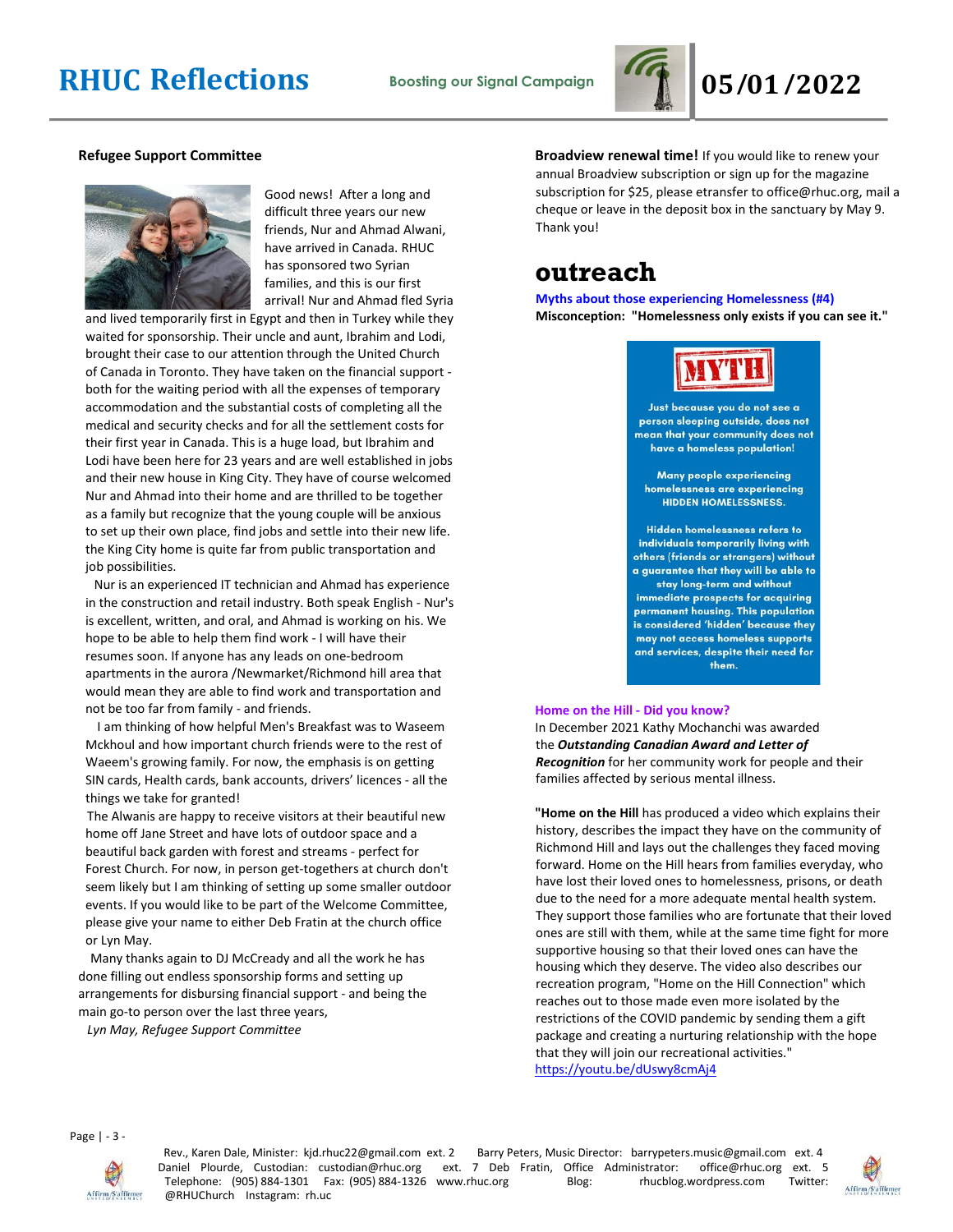## Refugee Support Committee

Good news! After a long and difficult three years our new friends, Nur and Ahmad Alwani, have arrived in Canada. RHUC has sponsored two Syrian families, and this is our first arrival! Nur and Ahmad fled Syria and lived temporarily first in Egypt and then in Turkey while they waited for sponsorship. Their uncle and aunt, Ibrahim and Lodi, brought their case to our attention through the United Church of Canada in Toronto. They have taken on the financial support - both for the waiting period with all the expenses of temporary accommodation and the substantial costs of completing all the medical and security checks and for all the settlement costs for their first year in Canada. This is a huge load, but Ibrahim and Lodi have been here for 23 years and are well established in jobs and their new house in King City. They have of course welcomed Nur and Ahmad into their home and are thrilled to be together as a family but recognize that the young couple will be anxious to set up their own place, find jobs and settle into their new life. the King City home is quite far from public transportation and job possibilities.

Nur is an experienced IT technician and Ahmad has experience in the construction and retail industry. Both speak English - Nur's is excellent, written, and oral, and Ahmad is working on his. We hope to be able to help them find work - I will have their resumes soon. If anyone has any leads on one-bedroom apartments in the aurora /Newmarket/Richmond hill area that would mean they are able to find work and transportation and not be too far from family - and friends.

I am thinking of how helpful Men's Breakfast was to Waseem Mckhoul and how important church friends were to the rest of Waeem's growing family. For now, the emphasis is on getting SIN cards, Health cards, bank accounts, drivers' licences - all the things we take for granted!

The Alwanis are happy to receive visitors at their beautiful new home off Jane Street and have lots of outdoor space and a beautiful back garden with forest and streams - perfect for Forest Church. For now, in person get-togethers at church don't seem likely but I am thinking of setting up some smaller outdoor events. If you would like to be part of the Welcome Committee, please give your name to either Deb Fratin at the church office or Lyn May.

Many thanks again to DJ McCready and all the work he has done filling out endless sponsorship forms and setting up arrangements for disbursing financial support - and being the main go-to person over the last three years,

*Lyn May, Refugee Support Committee*

**Broadview renewal time!** If you would like to renew your annual Broadview subscription or sign up for the magazine subscription for $25, please etransfer to office@rhuc.org, mail a cheque or leave in the deposit box in the sanctuary by May 9. Thank you!

# outreach

**Myths about those experiencing Homelessness (#4)**

**Misconception: "Homelessness only exists if you can see it."**

**MYTH**

Just because you do not see a person sleeping outside, does not mean that your community does not have a homeless population!

Many people experiencing homelessness are experiencing HIDDEN HOMELESSNESS.

Hidden homelessness refers to individuals temporarily living with others (friends or strangers) without a guarantee that they will be able to stay long-term and without immediate prospects for acquiring permanent housing. This population is considered 'hidden' because they may not access homeless supports and services, despite their need for them.

**Home on the Hill - Did you know?**

In December 2021 Kathy Mochanchi was awarded the ***Outstanding Canadian Award and Letter of Recognition*** for her community work for people and their families affected by serious mental illness.

"**Home on the Hill** has produced a video which explains their history, describes the impact they have on the community of Richmond Hill and lays out the challenges they faced moving forward. Home on the Hill hears from families everyday, who have lost their loved ones to homelessness, prisons, or death due to the need for a more adequate mental health system. They support those families who are fortunate that their loved ones are still with them, while at the same time fight for more supportive housing so that their loved ones can have the housing which they deserve. The video also describes our recreation program, "Home on the Hill Connection" which reaches out to those made even more isolated by the restrictions of the COVID pandemic by sending them a gift package and creating a nurturing relationship with the hope that they will join our recreational activities."
https://youtu.be/dUswy8cmAj4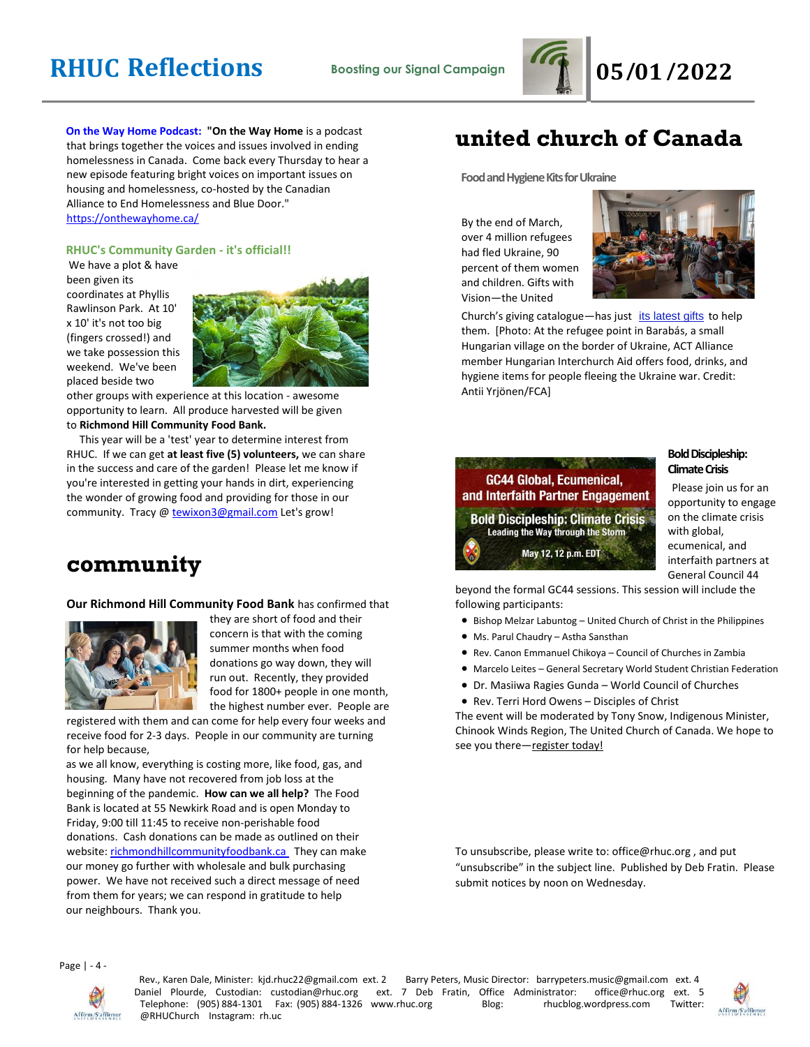**On the Way Home Podcast:** **"On the Way Home** is a podcast that brings together the voices and issues involved in ending homelessness in Canada. Come back every Thursday to hear a new episode featuring bright voices on important issues on housing and homelessness, co-hosted by the Canadian Alliance to End Homelessness and Blue Door." https://onthewayhome.ca/

### RHUC's Community Garden - it's official!!

We have a plot & have been given its coordinates at Phyllis Rawlinson Park. At 10' x 10' it's not too big (fingers crossed!) and we take possession this weekend. We've been placed beside two other groups with experience at this location - awesome opportunity to learn. All produce harvested will be given to **Richmond Hill Community Food Bank.**

This year will be a 'test' year to determine interest from RHUC. If we can get **at least five (5) volunteers,** we can share in the success and care of the garden! Please let me know if you're interested in getting your hands in dirt, experiencing the wonder of growing food and providing for those in our community. Tracy @ tewixon3@gmail.com Let's grow!

## community

**Our Richmond Hill Community Food Bank** has confirmed that they are short of food and their concern is that with the coming summer months when food donations go way down, they will run out. Recently, they provided food for 1800+ people in one month, the highest number ever. People are registered with them and can come for help every four weeks and receive food for 2-3 days. People in our community are turning for help because,

as we all know, everything is costing more, like food, gas, and housing. Many have not recovered from job loss at the beginning of the pandemic. **How can we all help?** The Food Bank is located at 55 Newkirk Road and is open Monday to Friday, 9:00 till 11:45 to receive non-perishable food donations. Cash donations can be made as outlined on their website: richmondhillcommunityfoodbank.ca They can make our money go further with wholesale and bulk purchasing power. We have not received such a direct message of need from them for years; we can respond in gratitude to help our neighbours. Thank you.

## united church of Canada

**Food and Hygiene Kits for Ukraine**

By the end of March, over 4 million refugees had fled Ukraine, 90 percent of them women and children. Gifts with Vision—the United Church's giving catalogue—has just its latest gifts to help them. [Photo: At the refugee point in Barabás, a small Hungarian village on the border of Ukraine, ACT Alliance member Hungarian Interchurch Aid offers food, drinks, and hygiene items for people fleeing the Ukraine war. Credit: Antii Yrjönen/FCA]

GC44 Global, Ecumenical, and Interfaith Partner Engagement
Bold Discipleship: Climate Crisis
Leading the Way through the Storm
May 12, 12 p.m. EDT

**Bold Discipleship: Climate Crisis**

Please join us for an opportunity to engage on the climate crisis with global, ecumenical, and interfaith partners at General Council 44 beyond the formal GC44 sessions. This session will include the following participants:

- Bishop Melzar Labuntog – United Church of Christ in the Philippines
- Ms. Parul Chaudry – Astha Sansthan
- Rev. Canon Emmanuel Chikoya – Council of Churches in Zambia
- Marcelo Leites – General Secretary World Student Christian Federation
- Dr. Masiiwa Ragies Gunda – World Council of Churches
- Rev. Terri Hord Owens – Disciples of Christ

The event will be moderated by Tony Snow, Indigenous Minister, Chinook Winds Region, The United Church of Canada. We hope to see you there—register today!

To unsubscribe, please write to: office@rhuc.org , and put "unsubscribe" in the subject line. Published by Deb Fratin. Please submit notices by noon on Wednesday.

Rev., Karen Dale, Minister: kjd.rhuc22@gmail.com ext. 2 Barry Peters, Music Director: barrypeters.music@gmail.com ext. 4 Daniel Plourde, Custodian: custodian@rhuc.org ext. 7 Deb Fratin, Office Administrator: office@rhuc.org ext. 5 Telephone: (905) 884-1301 Fax: (905) 884-1326 www.rhuc.org Blog: rhucblog.wordpress.com Twitter: @RHUChurch Instagram: rh.uc